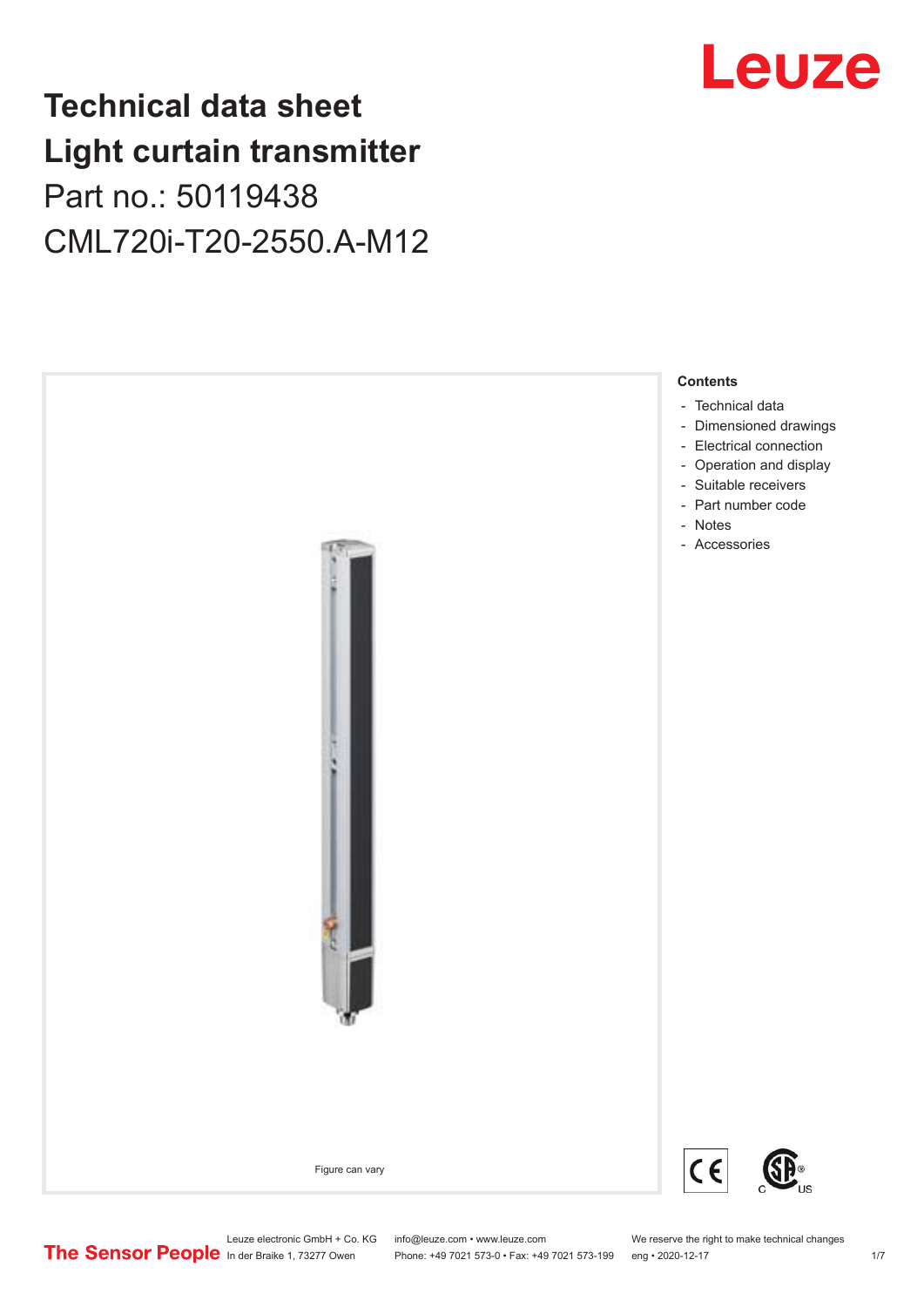# Technical data sheet
# Light curtain transmitter

Part no.: 50119438

CML720i-T20-2550.A-M12

Figure can vary

**Contents**

- Technical data
- Dimensioned drawings
- Electrical connection
- Operation and display
- Suitable receivers
- Part number code
- Notes
- Accessories

Leuze electronic GmbH + Co. KG
In der Braike 1, 73277 Owen

info@leuze.com • www.leuze.com
Phone: +49 7021 573-0 • Fax: +49 7021 573-199

We reserve the right to make technical changes
eng • 2020-12-17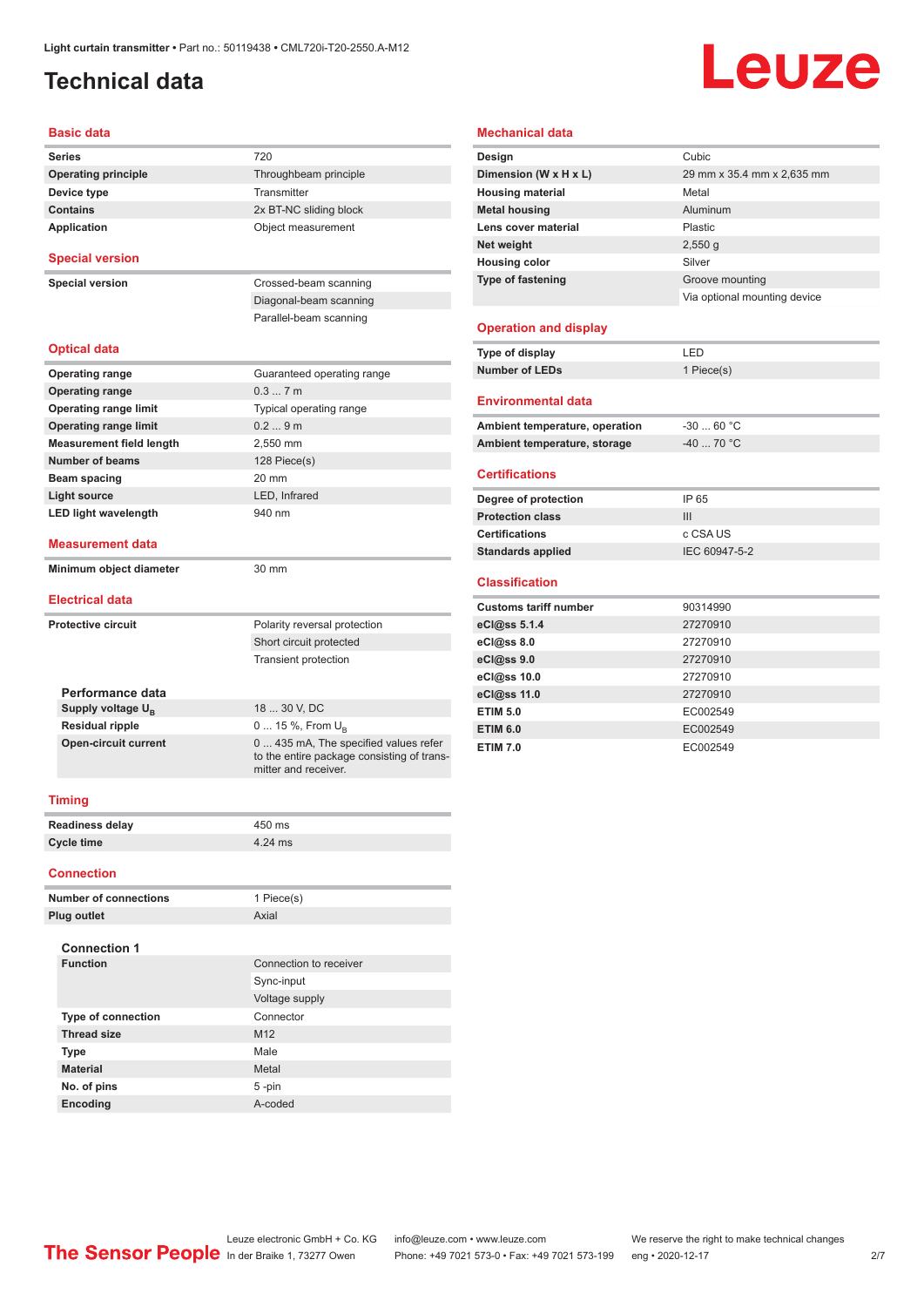Light curtain transmitter • Part no.: 50119438 • CML720i-T20-2550.A-M12

# Technical data

## Basic data

| | |
|---|---|
| **Series** | 720 |
| **Operating principle** | Throughbeam principle |
| **Device type** | Transmitter |
| **Contains** | 2x BT-NC sliding block |
| **Application** | Object measurement |

## Special version

| | |
|---|---|
| **Special version** | Crossed-beam scanning |
| | Diagonal-beam scanning |
| | Parallel-beam scanning |

## Optical data

| | |
|---|---|
| **Operating range** | Guaranteed operating range |
| **Operating range** | 0.3 ... 7 m |
| **Operating range limit** | Typical operating range |
| **Operating range limit** | 0.2 ... 9 m |
| **Measurement field length** | 2,550 mm |
| **Number of beams** | 128 Piece(s) |
| **Beam spacing** | 20 mm |
| **Light source** | LED, Infrared |
| **LED light wavelength** | 940 nm |

## Measurement data

| | |
|---|---|
| **Minimum object diameter** | 30 mm |

## Electrical data

| | |
|---|---|
| **Protective circuit** | Polarity reversal protection |
| | Short circuit protected |
| | Transient protection |

### Performance data

| | |
|---|---|
| **Supply voltage $U_B$** | 18 ... 30 V, DC |
| **Residual ripple** | 0 ... 15 %, From $U_B$ |
| **Open-circuit current** | 0 ... 435 mA, The specified values refer to the entire package consisting of transmitter and receiver. |

## Timing

| | |
|---|---|
| **Readiness delay** | 450 ms |
| **Cycle time** | 4.24 ms |

## Connection

| | |
|---|---|
| **Number of connections** | 1 Piece(s) |
| **Plug outlet** | Axial |

### Connection 1

| | |
|---|---|
| **Function** | Connection to receiver |
| | Sync-input |
| | Voltage supply |
| **Type of connection** | Connector |
| **Thread size** | M12 |
| **Type** | Male |
| **Material** | Metal |
| **No. of pins** | 5 -pin |
| **Encoding** | A-coded |

## Mechanical data

| | |
|---|---|
| **Design** | Cubic |
| **Dimension (W x H x L)** | 29 mm x 35.4 mm x 2,635 mm |
| **Housing material** | Metal |
| **Metal housing** | Aluminum |
| **Lens cover material** | Plastic |
| **Net weight** | 2,550 g |
| **Housing color** | Silver |
| **Type of fastening** | Groove mounting |
| | Via optional mounting device |

## Operation and display

| | |
|---|---|
| **Type of display** | LED |
| **Number of LEDs** | 1 Piece(s) |

## Environmental data

| | |
|---|---|
| **Ambient temperature, operation** | -30 ... 60 °C |
| **Ambient temperature, storage** | -40 ... 70 °C |

## Certifications

| | |
|---|---|
| **Degree of protection** | IP 65 |
| **Protection class** | III |
| **Certifications** | c CSA US |
| **Standards applied** | IEC 60947-5-2 |

## Classification

| | |
|---|---|
| **Customs tariff number** | 90314990 |
| **eCl@ss 5.1.4** | 27270910 |
| **eCl@ss 8.0** | 27270910 |
| **eCl@ss 9.0** | 27270910 |
| **eCl@ss 10.0** | 27270910 |
| **eCl@ss 11.0** | 27270910 |
| **ETIM 5.0** | EC002549 |
| **ETIM 6.0** | EC002549 |
| **ETIM 7.0** | EC002549 |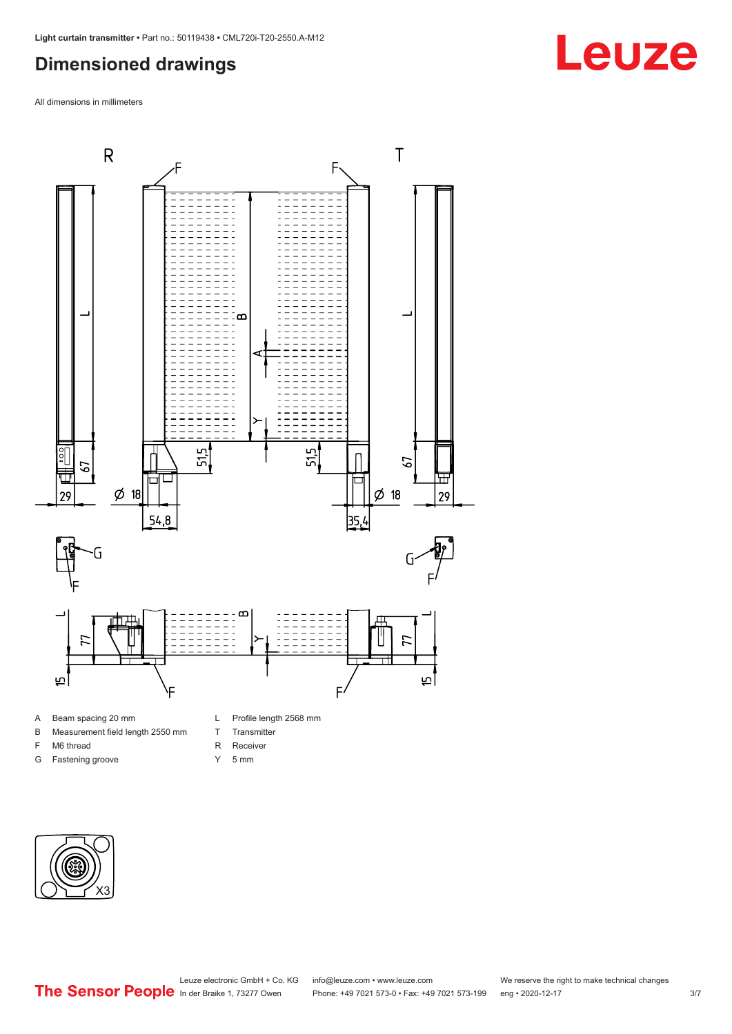## Dimensioned drawings

All dimensions in millimeters

- A Beam spacing 20 mm
- B Measurement field length 2550 mm
- F M6 thread
- G Fastening groove
- L Profile length 2568 mm
- T Transmitter
- R Receiver
- Y 5 mm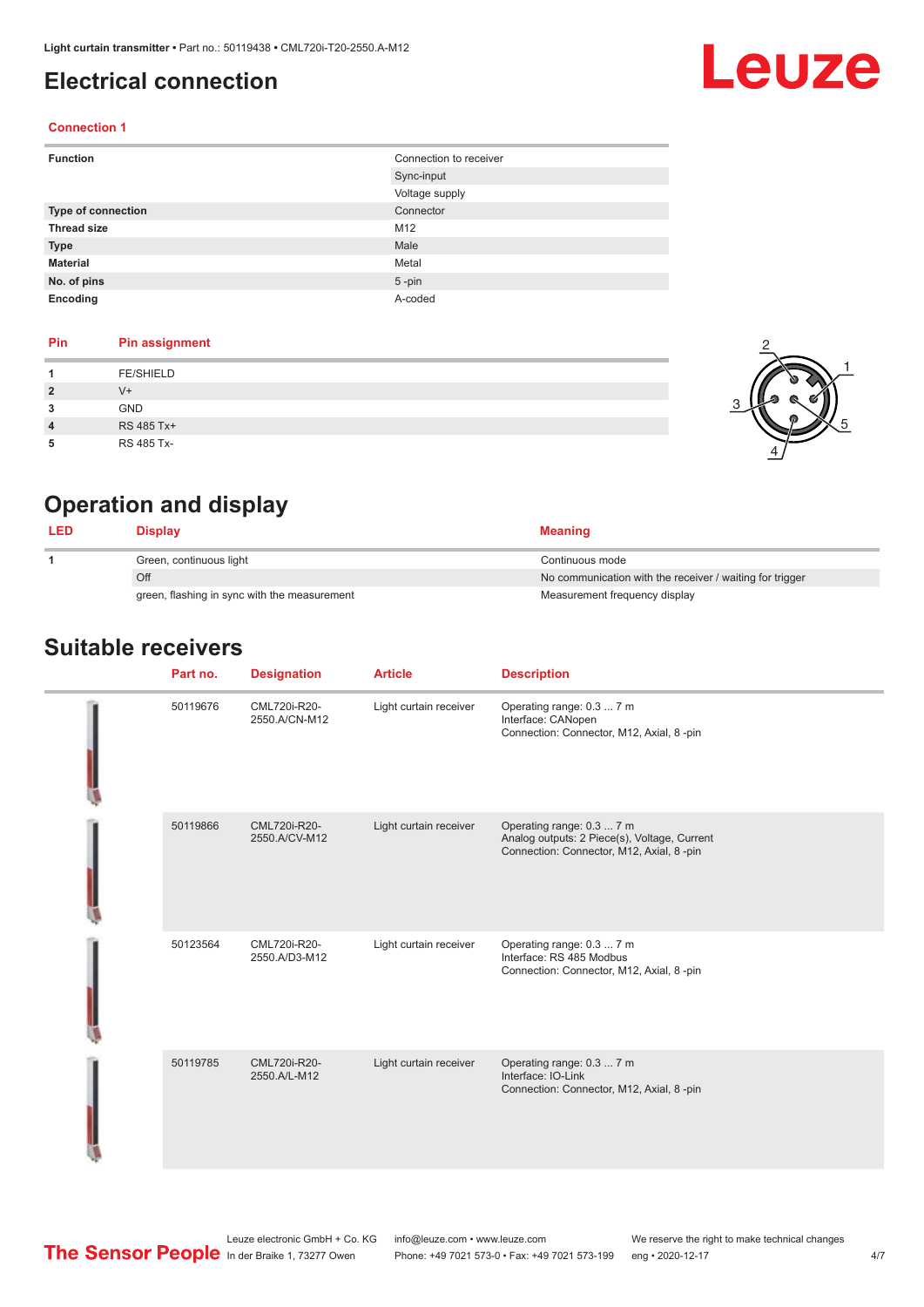# Electrical connection

## Connection 1

| Function | Connection to receiver |
| --- | --- |
| | Sync-input |
| | Voltage supply |
| Type of connection | Connector |
| Thread size | M12 |
| Type | Male |
| Material | Metal |
| No. of pins | 5 -pin |
| Encoding | A-coded |

| Pin | Pin assignment |
| --- | --- |
| 1 | FE/SHIELD |
| 2 | V+ |
| 3 | GND |
| 4 | RS 485 Tx+ |
| 5 | RS 485 Tx- |

# Operation and display

| LED | Display | Meaning |
| --- | --- | --- |
| 1 | Green, continuous light | Continuous mode |
| | Off | No communication with the receiver / waiting for trigger |
| | green, flashing in sync with the measurement | Measurement frequency display |

# Suitable receivers

| Part no. | Designation | Article | Description |
| --- | --- | --- | --- |
| 50119676 | CML720i-R20-2550.A/CN-M12 | Light curtain receiver | Operating range: 0.3 ... 7 m<br>Interface: CANopen<br>Connection: Connector, M12, Axial, 8 -pin |
| 50119866 | CML720i-R20-2550.A/CV-M12 | Light curtain receiver | Operating range: 0.3 ... 7 m<br>Analog outputs: 2 Piece(s), Voltage, Current<br>Connection: Connector, M12, Axial, 8 -pin |
| 50123564 | CML720i-R20-2550.A/D3-M12 | Light curtain receiver | Operating range: 0.3 ... 7 m<br>Interface: RS 485 Modbus<br>Connection: Connector, M12, Axial, 8 -pin |
| 50119785 | CML720i-R20-2550.A/L-M12 | Light curtain receiver | Operating range: 0.3 ... 7 m<br>Interface: IO-Link<br>Connection: Connector, M12, Axial, 8 -pin |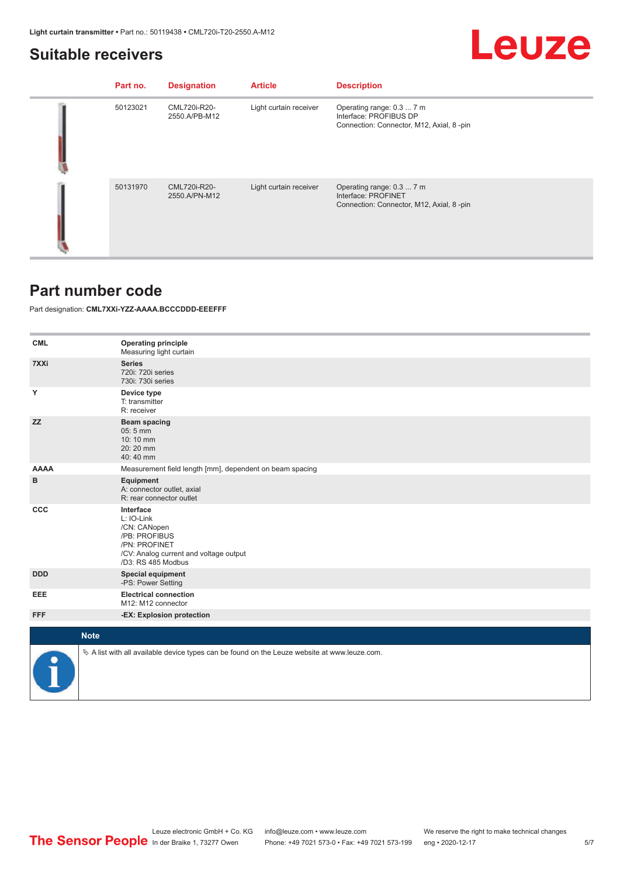## Suitable receivers

| | Part no. | Designation | Article | Description |
|---|---|---|---|---|
| | 50123021 | CML720i-R20-2550.A/PB-M12 | Light curtain receiver | Operating range: 0.3 ... 7 m<br>Interface: PROFIBUS DP<br>Connection: Connector, M12, Axial, 8 -pin |
| | 50131970 | CML720i-R20-2550.A/PN-M12 | Light curtain receiver | Operating range: 0.3 ... 7 m<br>Interface: PROFINET<br>Connection: Connector, M12, Axial, 8 -pin |

## Part number code

Part designation: **CML7XXi-YZZ-AAAA.BCCCDDD-EEEFFF**

| | |
|---|---|
| **CML** | **Operating principle**<br>Measuring light curtain |
| **7XXi** | **Series**<br>720i: 720i series<br>730i: 730i series |
| **Y** | **Device type**<br>T: transmitter<br>R: receiver |
| **ZZ** | **Beam spacing**<br>05: 5 mm<br>10: 10 mm<br>20: 20 mm<br>40: 40 mm |
| **AAAA** | Measurement field length [mm], dependent on beam spacing |
| **B** | **Equipment**<br>A: connector outlet, axial<br>R: rear connector outlet |
| **CCC** | **Interface**<br>L: IO-Link<br>/CN: CANopen<br>/PB: PROFIBUS<br>/PN: PROFINET<br>/CV: Analog current and voltage output<br>/D3: RS 485 Modbus |
| **DDD** | **Special equipment**<br>-PS: Power Setting |
| **EEE** | **Electrical connection**<br>M12: M12 connector |
| **FFF** | **-EX: Explosion protection** |

**Note**

↳ A list with all available device types can be found on the Leuze website at www.leuze.com.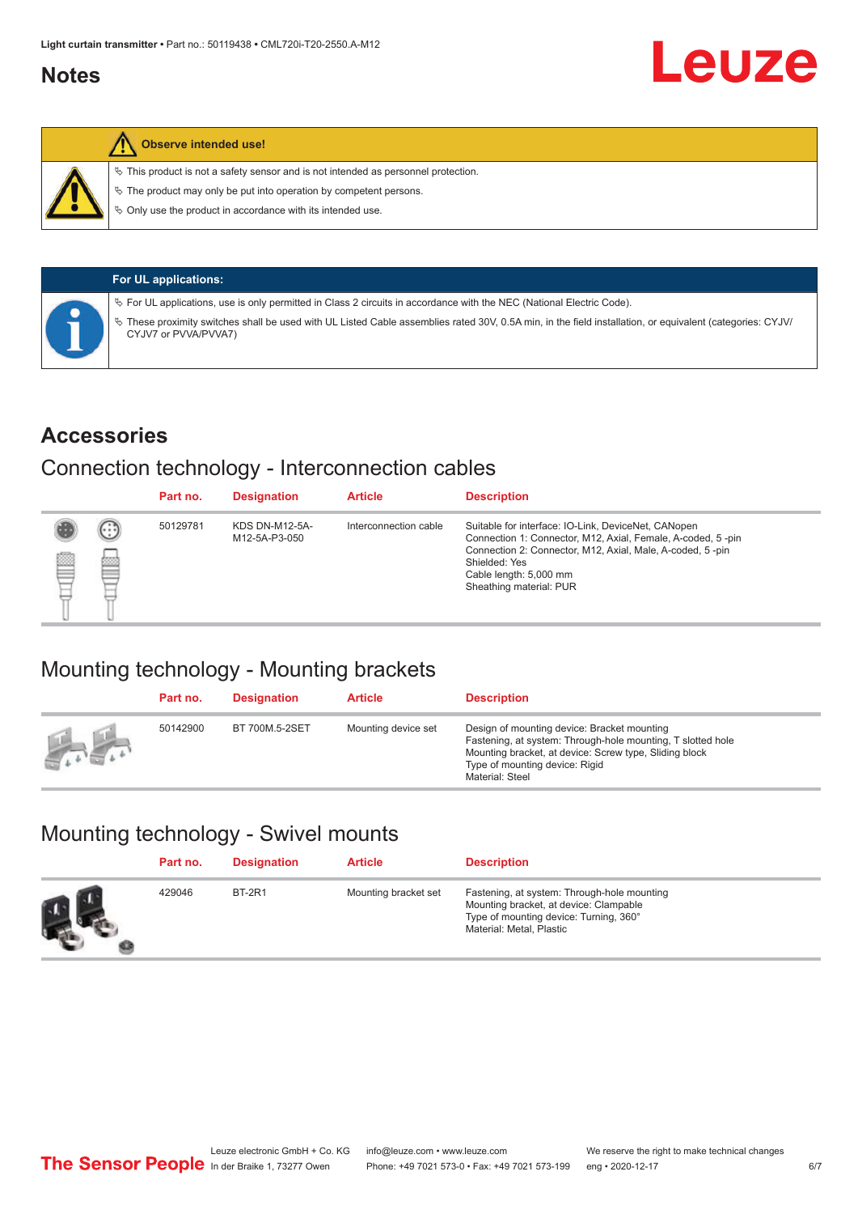## Notes

**Observe intended use!**

- This product is not a safety sensor and is not intended as personnel protection.
- The product may only be put into operation by competent persons.
- Only use the product in accordance with its intended use.

**For UL applications:**

- For UL applications, use is only permitted in Class 2 circuits in accordance with the NEC (National Electric Code).
- These proximity switches shall be used with UL Listed Cable assemblies rated 30V, 0.5A min, in the field installation, or equivalent (categories: CYJV/CYJV7 or PVVA/PVVA7)

## Accessories

### Connection technology - Interconnection cables

| Part no. | Designation | Article | Description |
|---|---|---|---|
| 50129781 | KDS DN-M12-5A-M12-5A-P3-050 | Interconnection cable | Suitable for interface: IO-Link, DeviceNet, CANopen<br>Connection 1: Connector, M12, Axial, Female, A-coded, 5 -pin<br>Connection 2: Connector, M12, Axial, Male, A-coded, 5 -pin<br>Shielded: Yes<br>Cable length: 5,000 mm<br>Sheathing material: PUR |

### Mounting technology - Mounting brackets

| Part no. | Designation | Article | Description |
|---|---|---|---|
| 50142900 | BT 700M.5-2SET | Mounting device set | Design of mounting device: Bracket mounting<br>Fastening, at system: Through-hole mounting, T slotted hole<br>Mounting bracket, at device: Screw type, Sliding block<br>Type of mounting device: Rigid<br>Material: Steel |

### Mounting technology - Swivel mounts

| Part no. | Designation | Article | Description |
|---|---|---|---|
| 429046 | BT-2R1 | Mounting bracket set | Fastening, at system: Through-hole mounting<br>Mounting bracket, at device: Clampable<br>Type of mounting device: Turning, 360°<br>Material: Metal, Plastic |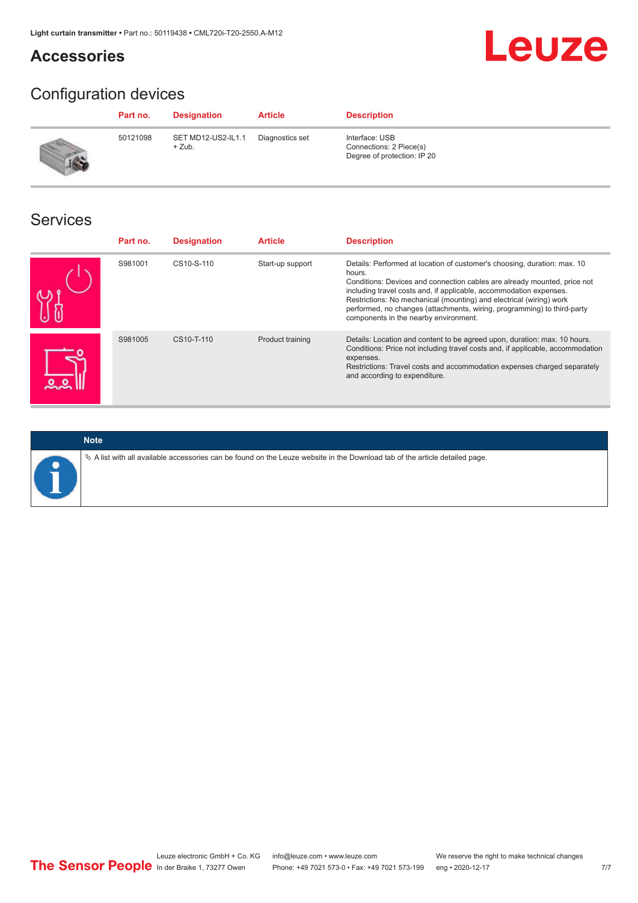## Accessories

### Configuration devices

| | Part no. | Designation | Article | Description |
|---|---|---|---|---|
| | 50121098 | SET MD12-US2-IL1.1 + Zub. | Diagnostics set | Interface: USB<br>Connections: 2 Piece(s)<br>Degree of protection: IP 20 |

### Services

| | Part no. | Designation | Article | Description |
|---|---|---|---|---|
| | S981001 | CS10-S-110 | Start-up support | Details: Performed at location of customer's choosing, duration: max. 10 hours.<br>Conditions: Devices and connection cables are already mounted, price not including travel costs and, if applicable, accommodation expenses.<br>Restrictions: No mechanical (mounting) and electrical (wiring) work performed, no changes (attachments, wiring, programming) to third-party components in the nearby environment. |
| | S981005 | CS10-T-110 | Product training | Details: Location and content to be agreed upon, duration: max. 10 hours.<br>Conditions: Price not including travel costs and, if applicable, accommodation expenses.<br>Restrictions: Travel costs and accommodation expenses charged separately and according to expenditure. |

**Note**

A list with all available accessories can be found on the Leuze website in the Download tab of the article detailed page.

The Sensor People

Leuze electronic GmbH + Co. KG
In der Braike 1, 73277 Owen

info@leuze.com • www.leuze.com
Phone: +49 7021 573-0 • Fax: +49 7021 573-199

We reserve the right to make technical changes
eng • 2020-12-17